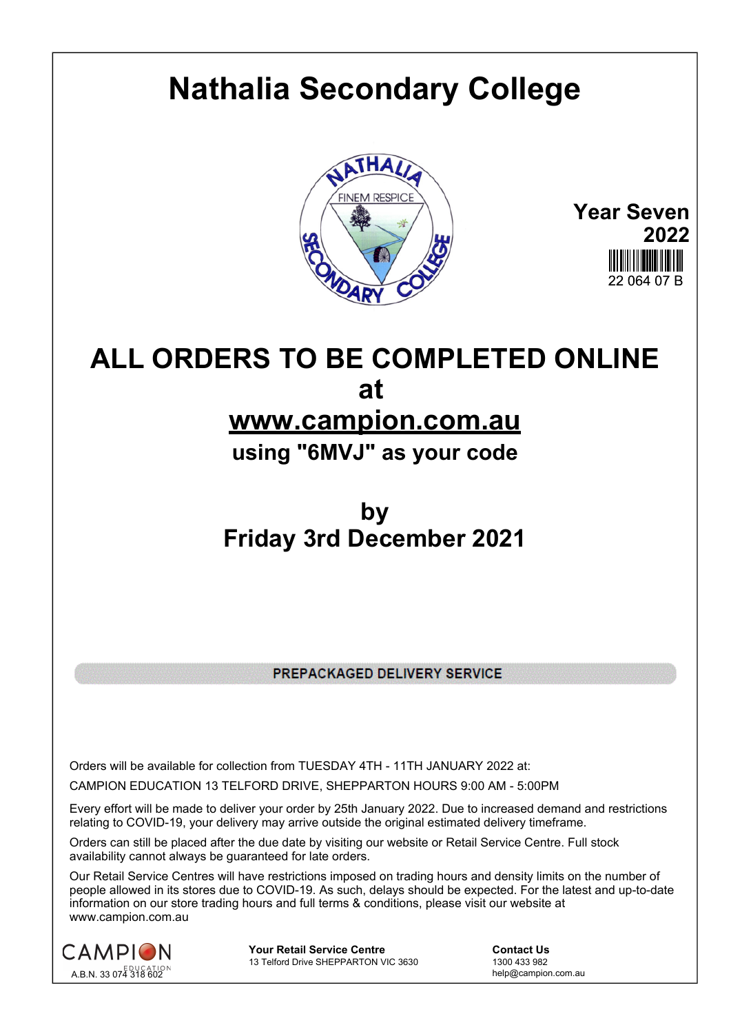# Nathalia Secondary College

NATHALIA SECONDARY COLLEGE
FINEM RESPICE

**Year Seven 2022**

22 064 07 B

## ALL ORDERS TO BE COMPLETED ONLINE at www.campion.com.au

### using "6MVJ" as your code

### by Friday 3rd December 2021

**PREPACKAGED DELIVERY SERVICE**

Orders will be available for collection from TUESDAY 4TH - 11TH JANUARY 2022 at:

CAMPION EDUCATION 13 TELFORD DRIVE, SHEPPARTON HOURS 9:00 AM - 5:00PM

Every effort will be made to deliver your order by 25th January 2022. Due to increased demand and restrictions relating to COVID-19, your delivery may arrive outside the original estimated delivery timeframe.

Orders can still be placed after the due date by visiting our website or Retail Service Centre. Full stock availability cannot always be guaranteed for late orders.

Our Retail Service Centres will have restrictions imposed on trading hours and density limits on the number of people allowed in its stores due to COVID-19. As such, delays should be expected. For the latest and up-to-date information on our store trading hours and full terms & conditions, please visit our website at www.campion.com.au

CAMPION EDUCATION
A.B.N. 33 074 318 602

**Your Retail Service Centre**
13 Telford Drive SHEPPARTON VIC 3630

**Contact Us**
1300 433 982
help@campion.com.au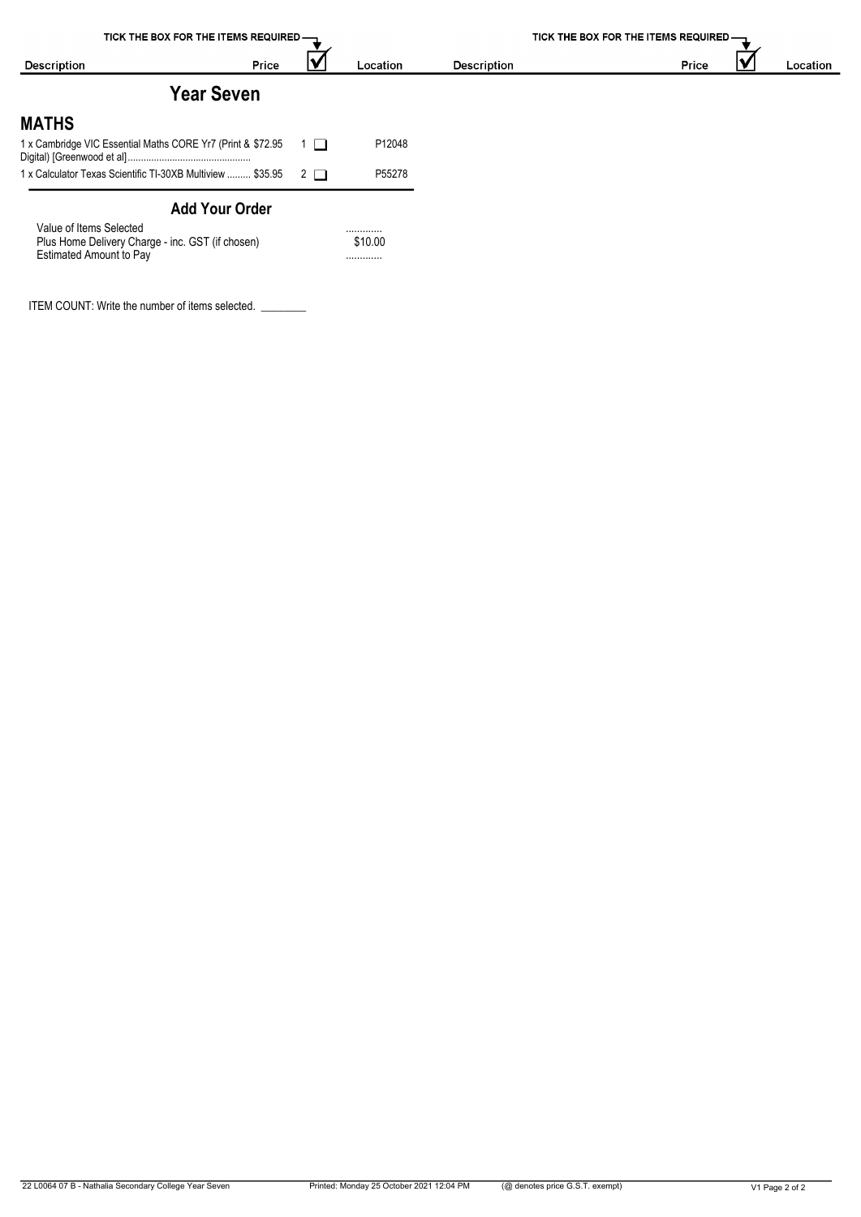## Year Seven

### MATHS

| Description | Price | | Location |
|---|---|---|---|
| 1 x Cambridge VIC Essential Maths CORE Yr7 (Print & Digital) [Greenwood et al] | $72.95 | 1 ☐ | P12048 |
| 1 x Calculator Texas Scientific TI-30XB Multiview | $35.95 | 2 ☐ | P55278 |

### Add Your Order

| | |
|---|---|
| Value of Items Selected | ............ |
| Plus Home Delivery Charge - inc. GST (if chosen) | $10.00 |
| Estimated Amount to Pay | ............ |

ITEM COUNT: Write the number of items selected. ________

22 L0064 07 B - Nathalia Secondary College Year Seven    Printed: Monday 25 October 2021 12:04 PM    (@ denotes price G.S.T. exempt)